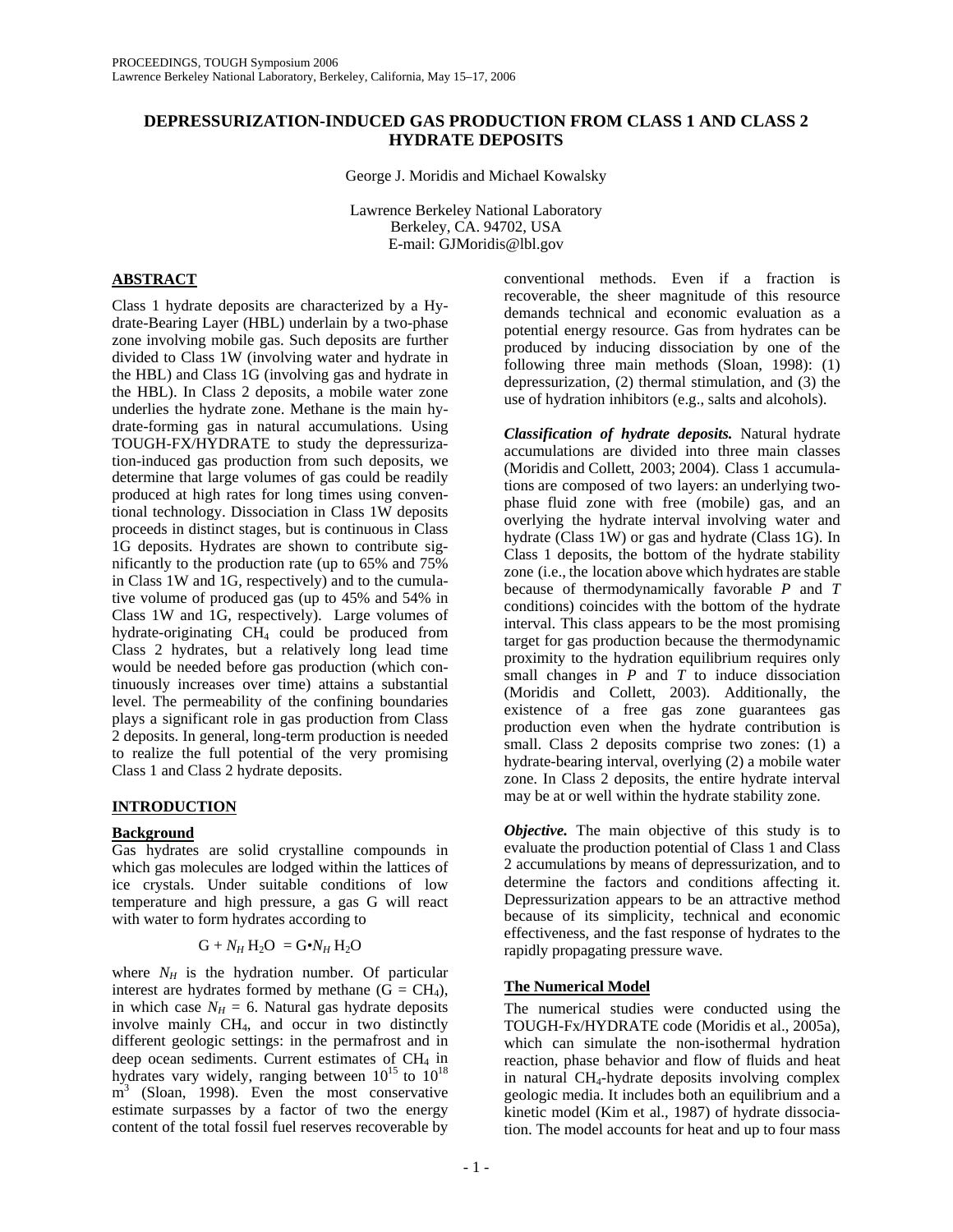PROCEEDINGS, TOUGH Symposium 2006
Lawrence Berkeley National Laboratory, Berkeley, California, May 15–17, 2006

# DEPRESSURIZATION-INDUCED GAS PRODUCTION FROM CLASS 1 AND CLASS 2 HYDRATE DEPOSITS

George J. Moridis and Michael Kowalsky

Lawrence Berkeley National Laboratory
Berkeley, CA. 94702, USA
E-mail: GJMoridis@lbl.gov

## ABSTRACT

Class 1 hydrate deposits are characterized by a Hydrate-Bearing Layer (HBL) underlain by a two-phase zone involving mobile gas. Such deposits are further divided to Class 1W (involving water and hydrate in the HBL) and Class 1G (involving gas and hydrate in the HBL). In Class 2 deposits, a mobile water zone underlies the hydrate zone. Methane is the main hydrate-forming gas in natural accumulations. Using TOUGH-FX/HYDRATE to study the depressurization-induced gas production from such deposits, we determine that large volumes of gas could be readily produced at high rates for long times using conventional technology. Dissociation in Class 1W deposits proceeds in distinct stages, but is continuous in Class 1G deposits. Hydrates are shown to contribute significantly to the production rate (up to 65% and 75% in Class 1W and 1G, respectively) and to the cumulative volume of produced gas (up to 45% and 54% in Class 1W and 1G, respectively). Large volumes of hydrate-originating $CH_4$ could be produced from Class 2 hydrates, but a relatively long lead time would be needed before gas production (which continuously increases over time) attains a substantial level. The permeability of the confining boundaries plays a significant role in gas production from Class 2 deposits. In general, long-term production is needed to realize the full potential of the very promising Class 1 and Class 2 hydrate deposits.

## INTRODUCTION

### Background

Gas hydrates are solid crystalline compounds in which gas molecules are lodged within the lattices of ice crystals. Under suitable conditions of low temperature and high pressure, a gas G will react with water to form hydrates according to

$$G + N_H\, H_2O \;=\; G{\bullet}N_H\, H_2O$$

where $N_H$ is the hydration number. Of particular interest are hydrates formed by methane ($G = CH_4$), in which case $N_H = 6$. Natural gas hydrate deposits involve mainly $CH_4$, and occur in two distinctly different geologic settings: in the permafrost and in deep ocean sediments. Current estimates of $CH_4$ in hydrates vary widely, ranging between $10^{15}$ to $10^{18}$ $m^3$ (Sloan, 1998). Even the most conservative estimate surpasses by a factor of two the energy content of the total fossil fuel reserves recoverable by conventional methods. Even if a fraction is recoverable, the sheer magnitude of this resource demands technical and economic evaluation as a potential energy resource. Gas from hydrates can be produced by inducing dissociation by one of the following three main methods (Sloan, 1998): (1) depressurization, (2) thermal stimulation, and (3) the use of hydration inhibitors (e.g., salts and alcohols).

***Classification of hydrate deposits.*** Natural hydrate accumulations are divided into three main classes (Moridis and Collett, 2003; 2004). Class 1 accumulations are composed of two layers: an underlying two-phase fluid zone with free (mobile) gas, and an overlying the hydrate interval involving water and hydrate (Class 1W) or gas and hydrate (Class 1G). In Class 1 deposits, the bottom of the hydrate stability zone (i.e., the location above which hydrates are stable because of thermodynamically favorable *P* and *T* conditions) coincides with the bottom of the hydrate interval. This class appears to be the most promising target for gas production because the thermodynamic proximity to the hydration equilibrium requires only small changes in *P* and *T* to induce dissociation (Moridis and Collett, 2003). Additionally, the existence of a free gas zone guarantees gas production even when the hydrate contribution is small. Class 2 deposits comprise two zones: (1) a hydrate-bearing interval, overlying (2) a mobile water zone. In Class 2 deposits, the entire hydrate interval may be at or well within the hydrate stability zone.

***Objective.*** The main objective of this study is to evaluate the production potential of Class 1 and Class 2 accumulations by means of depressurization, and to determine the factors and conditions affecting it. Depressurization appears to be an attractive method because of its simplicity, technical and economic effectiveness, and the fast response of hydrates to the rapidly propagating pressure wave.

### The Numerical Model

The numerical studies were conducted using the TOUGH-Fx/HYDRATE code (Moridis et al., 2005a), which can simulate the non-isothermal hydration reaction, phase behavior and flow of fluids and heat in natural $CH_4$-hydrate deposits involving complex geologic media. It includes both an equilibrium and a kinetic model (Kim et al., 1987) of hydrate dissociation. The model accounts for heat and up to four mass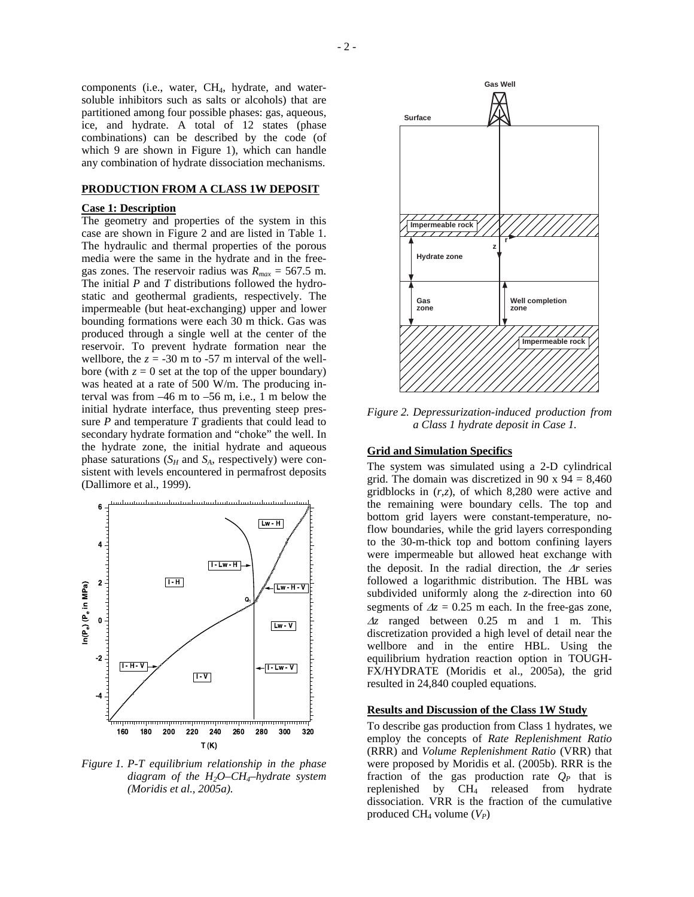components (i.e., water, $CH_4$, hydrate, and water-soluble inhibitors such as salts or alcohols) that are partitioned among four possible phases: gas, aqueous, ice, and hydrate. A total of 12 states (phase combinations) can be described by the code (of which 9 are shown in Figure 1), which can handle any combination of hydrate dissociation mechanisms.

## PRODUCTION FROM A CLASS 1W DEPOSIT

### Case 1: Description

The geometry and properties of the system in this case are shown in Figure 2 and are listed in Table 1. The hydraulic and thermal properties of the porous media were the same in the hydrate and in the free-gas zones. The reservoir radius was $R_{max}$ = 567.5 m. The initial *P* and *T* distributions followed the hydrostatic and geothermal gradients, respectively. The impermeable (but heat-exchanging) upper and lower bounding formations were each 30 m thick. Gas was produced through a single well at the center of the reservoir. To prevent hydrate formation near the wellbore, the $z$ = -30 m to -57 m interval of the wellbore (with $z$ = 0 set at the top of the upper boundary) was heated at a rate of 500 W/m. The producing interval was from –46 m to –56 m, i.e., 1 m below the initial hydrate interface, thus preventing steep pressure *P* and temperature *T* gradients that could lead to secondary hydrate formation and "choke" the well. In the hydrate zone, the initial hydrate and aqueous phase saturations ($S_H$ and $S_A$, respectively) were consistent with levels encountered in permafrost deposits (Dallimore et al., 1999).

*Figure 1. P-T equilibrium relationship in the phase diagram of the $H_2O$–$CH_4$–hydrate system (Moridis et al., 2005a).*

*Figure 2. Depressurization-induced production from a Class 1 hydrate deposit in Case 1.*

### Grid and Simulation Specifics

The system was simulated using a 2-D cylindrical grid. The domain was discretized in 90 x 94 = 8,460 gridblocks in $(r,z)$, of which 8,280 were active and the remaining were boundary cells. The top and bottom grid layers were constant-temperature, no-flow boundaries, while the grid layers corresponding to the 30-m-thick top and bottom confining layers were impermeable but allowed heat exchange with the deposit. In the radial direction, the $\Delta r$ series followed a logarithmic distribution. The HBL was subdivided uniformly along the $z$-direction into 60 segments of $\Delta z$ = 0.25 m each. In the free-gas zone, $\Delta z$ ranged between 0.25 m and 1 m. This discretization provided a high level of detail near the wellbore and in the entire HBL. Using the equilibrium hydration reaction option in TOUGH-FX/HYDRATE (Moridis et al., 2005a), the grid resulted in 24,840 coupled equations.

### Results and Discussion of the Class 1W Study

To describe gas production from Class 1 hydrates, we employ the concepts of *Rate Replenishment Ratio* (RRR) and *Volume Replenishment Ratio* (VRR) that were proposed by Moridis et al. (2005b). RRR is the fraction of the gas production rate $Q_P$ that is replenished by $CH_4$ released from hydrate dissociation. VRR is the fraction of the cumulative produced $CH_4$ volume ($V_P$)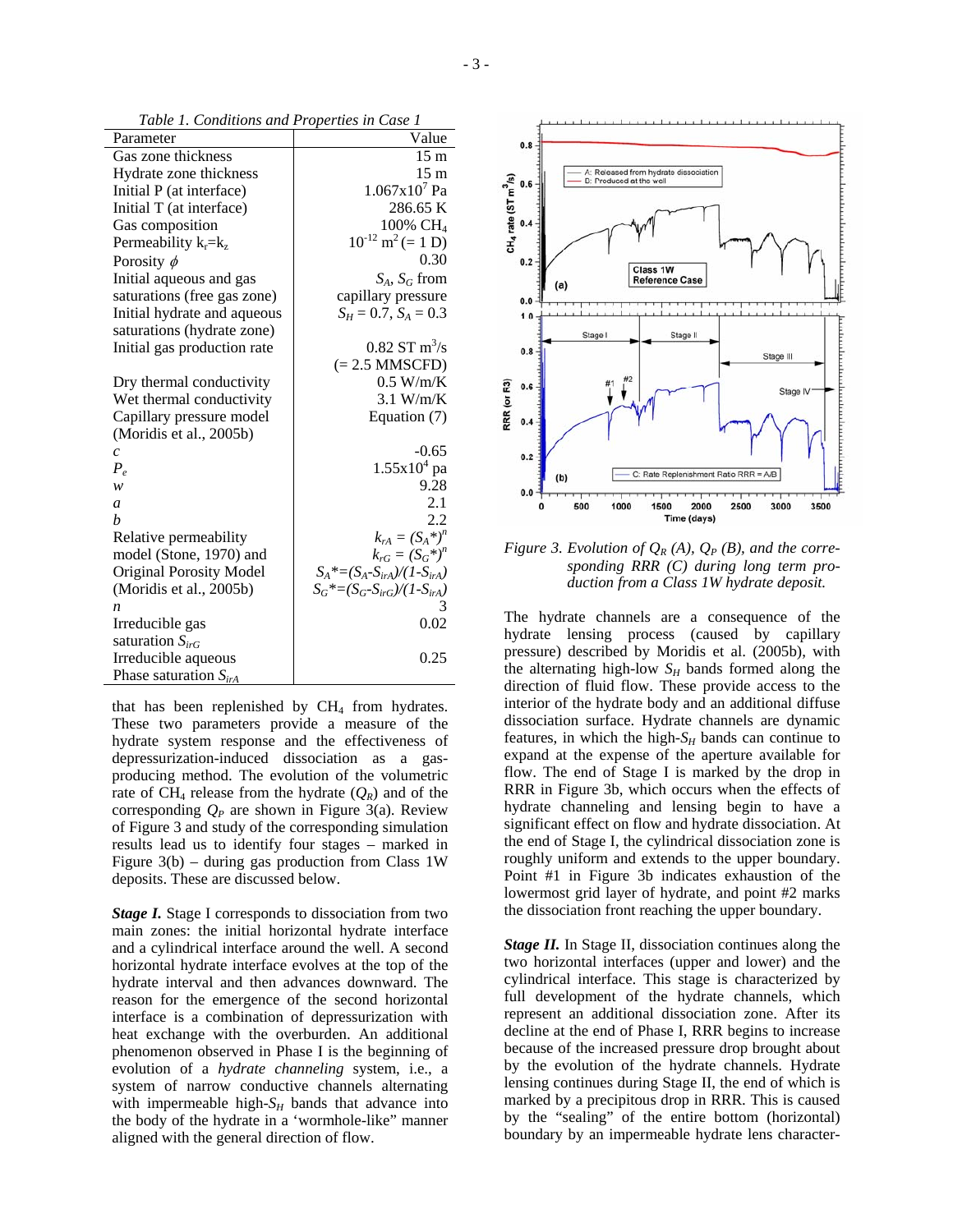*Table 1. Conditions and Properties in Case 1*

| Parameter | Value |
|---|---|
| Gas zone thickness | 15 m |
| Hydrate zone thickness | 15 m |
| Initial P (at interface) | $1.067 \times 10^7$ Pa |
| Initial T (at interface) | 286.65 K |
| Gas composition | 100% $CH_4$ |
| Permeability $k_r = k_z$ | $10^{-12}$ $m^2$ (= 1 D) |
| Porosity $\phi$ | 0.30 |
| Initial aqueous and gas saturations (free gas zone) | $S_A$, $S_G$ from capillary pressure |
| Initial hydrate and aqueous saturations (hydrate zone) | $S_H = 0.7$, $S_A = 0.3$ |
| Initial gas production rate | 0.82 ST $m^3$/s (= 2.5 MMSCFD) |
| Dry thermal conductivity | 0.5 W/m/K |
| Wet thermal conductivity | 3.1 W/m/K |
| Capillary pressure model (Moridis et al., 2005b) | Equation (7) |
| $c$ | -0.65 |
| $P_e$ | $1.55 \times 10^4$ pa |
| $w$ | 9.28 |
| $a$ | 2.1 |
| $b$ | 2.2 |
| Relative permeability model (Stone, 1970) and Original Porosity Model (Moridis et al., 2005b) | $k_{rA} = (S_A^*)^n$ <br> $k_{rG} = (S_G^*)^n$ <br> $S_A^* = (S_A - S_{irA})/(1 - S_{irA})$ <br> $S_G^* = (S_G - S_{irG})/(1 - S_{irA})$ |
| $n$ | 3 |
| Irreducible gas saturation $S_{irG}$ | 0.02 |
| Irreducible aqueous Phase saturation $S_{irA}$ | 0.25 |

that has been replenished by $CH_4$ from hydrates. These two parameters provide a measure of the hydrate system response and the effectiveness of depressurization-induced dissociation as a gas-producing method. The evolution of the volumetric rate of $CH_4$ release from the hydrate ($Q_R$) and of the corresponding $Q_P$ are shown in Figure 3(a). Review of Figure 3 and study of the corresponding simulation results lead us to identify four stages – marked in Figure 3(b) – during gas production from Class 1W deposits. These are discussed below.

***Stage I.*** Stage I corresponds to dissociation from two main zones: the initial horizontal hydrate interface and a cylindrical interface around the well. A second horizontal hydrate interface evolves at the top of the hydrate interval and then advances downward. The reason for the emergence of the second horizontal interface is a combination of depressurization with heat exchange with the overburden. An additional phenomenon observed in Phase I is the beginning of evolution of a *hydrate channeling* system, i.e., a system of narrow conductive channels alternating with impermeable high-$S_H$ bands that advance into the body of the hydrate in a 'wormhole-like" manner aligned with the general direction of flow.

*Figure 3. Evolution of $Q_R$ (A), $Q_P$ (B), and the corresponding RRR (C) during long term production from a Class 1W hydrate deposit.*

The hydrate channels are a consequence of the hydrate lensing process (caused by capillary pressure) described by Moridis et al. (2005b), with the alternating high-low $S_H$ bands formed along the direction of fluid flow. These provide access to the interior of the hydrate body and an additional diffuse dissociation surface. Hydrate channels are dynamic features, in which the high-$S_H$ bands can continue to expand at the expense of the aperture available for flow. The end of Stage I is marked by the drop in RRR in Figure 3b, which occurs when the effects of hydrate channeling and lensing begin to have a significant effect on flow and hydrate dissociation. At the end of Stage I, the cylindrical dissociation zone is roughly uniform and extends to the upper boundary. Point #1 in Figure 3b indicates exhaustion of the lowermost grid layer of hydrate, and point #2 marks the dissociation front reaching the upper boundary.

***Stage II.*** In Stage II, dissociation continues along the two horizontal interfaces (upper and lower) and the cylindrical interface. This stage is characterized by full development of the hydrate channels, which represent an additional dissociation zone. After its decline at the end of Phase I, RRR begins to increase because of the increased pressure drop brought about by the evolution of the hydrate channels. Hydrate lensing continues during Stage II, the end of which is marked by a precipitous drop in RRR. This is caused by the "sealing" of the entire bottom (horizontal) boundary by an impermeable hydrate lens character-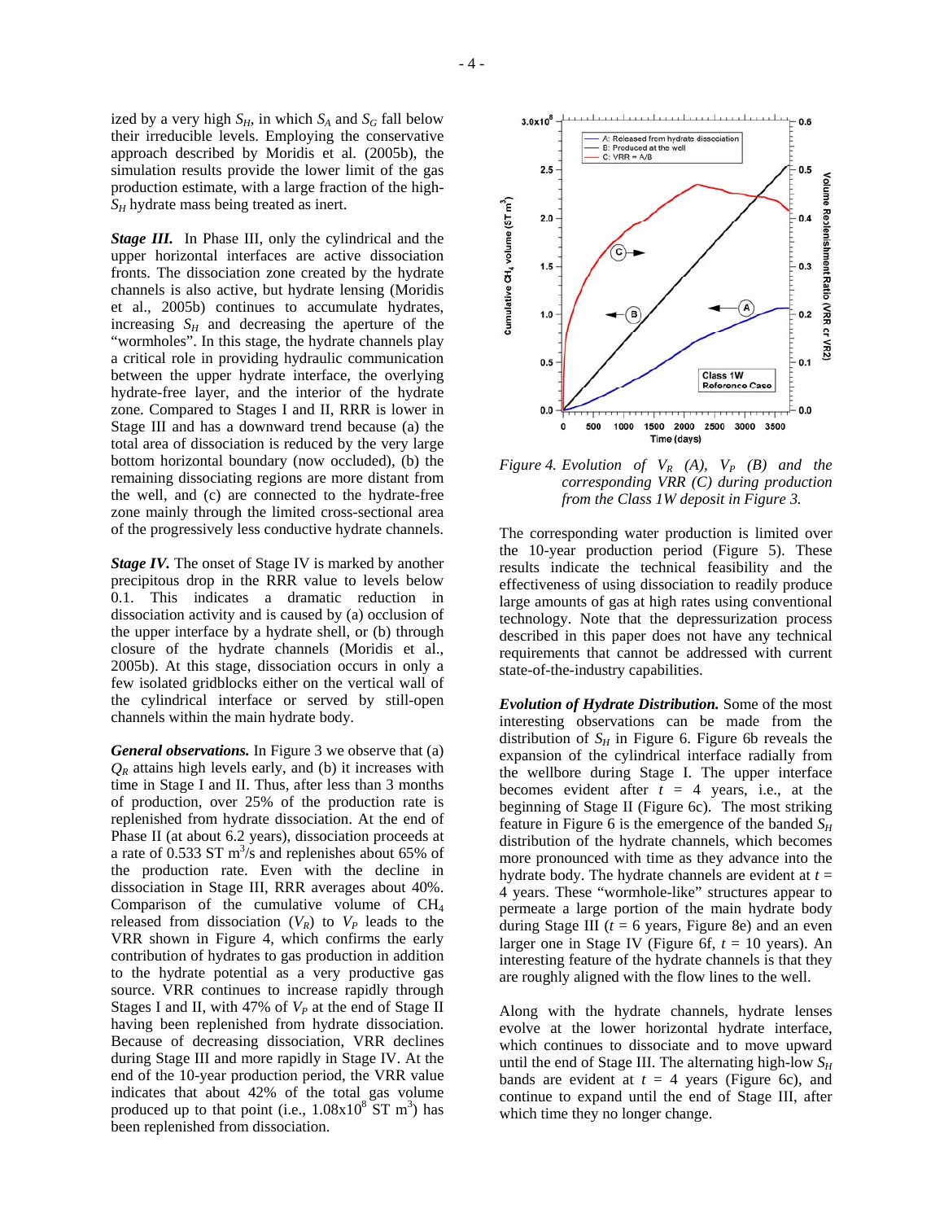ized by a very high $S_H$, in which $S_A$ and $S_G$ fall below their irreducible levels. Employing the conservative approach described by Moridis et al. (2005b), the simulation results provide the lower limit of the gas production estimate, with a large fraction of the high-$S_H$ hydrate mass being treated as inert.

***Stage III.*** In Phase III, only the cylindrical and the upper horizontal interfaces are active dissociation fronts. The dissociation zone created by the hydrate channels is also active, but hydrate lensing (Moridis et al., 2005b) continues to accumulate hydrates, increasing $S_H$ and decreasing the aperture of the "wormholes". In this stage, the hydrate channels play a critical role in providing hydraulic communication between the upper hydrate interface, the overlying hydrate-free layer, and the interior of the hydrate zone. Compared to Stages I and II, RRR is lower in Stage III and has a downward trend because (a) the total area of dissociation is reduced by the very large bottom horizontal boundary (now occluded), (b) the remaining dissociating regions are more distant from the well, and (c) are connected to the hydrate-free zone mainly through the limited cross-sectional area of the progressively less conductive hydrate channels.

***Stage IV.*** The onset of Stage IV is marked by another precipitous drop in the RRR value to levels below 0.1. This indicates a dramatic reduction in dissociation activity and is caused by (a) occlusion of the upper interface by a hydrate shell, or (b) through closure of the hydrate channels (Moridis et al., 2005b). At this stage, dissociation occurs in only a few isolated gridblocks either on the vertical wall of the cylindrical interface or served by still-open channels within the main hydrate body.

***General observations.*** In Figure 3 we observe that (a) $Q_R$ attains high levels early, and (b) it increases with time in Stage I and II. Thus, after less than 3 months of production, over 25% of the production rate is replenished from hydrate dissociation. At the end of Phase II (at about 6.2 years), dissociation proceeds at a rate of 0.533 ST m$^3$/s and replenishes about 65% of the production rate. Even with the decline in dissociation in Stage III, RRR averages about 40%. Comparison of the cumulative volume of $CH_4$ released from dissociation ($V_R$) to $V_P$ leads to the VRR shown in Figure 4, which confirms the early contribution of hydrates to gas production in addition to the hydrate potential as a very productive gas source. VRR continues to increase rapidly through Stages I and II, with 47% of $V_P$ at the end of Stage II having been replenished from hydrate dissociation. Because of decreasing dissociation, VRR declines during Stage III and more rapidly in Stage IV. At the end of the 10-year production period, the VRR value indicates that about 42% of the total gas volume produced up to that point (i.e., $1.08\text{x}10^8$ ST m$^3$) has been replenished from dissociation.

*Figure 4. Evolution of $V_R$ (A), $V_P$ (B) and the corresponding VRR (C) during production from the Class 1W deposit in Figure 3.*

The corresponding water production is limited over the 10-year production period (Figure 5). These results indicate the technical feasibility and the effectiveness of using dissociation to readily produce large amounts of gas at high rates using conventional technology. Note that the depressurization process described in this paper does not have any technical requirements that cannot be addressed with current state-of-the-industry capabilities.

***Evolution of Hydrate Distribution.*** Some of the most interesting observations can be made from the distribution of $S_H$ in Figure 6. Figure 6b reveals the expansion of the cylindrical interface radially from the wellbore during Stage I. The upper interface becomes evident after $t$ = 4 years, i.e., at the beginning of Stage II (Figure 6c). The most striking feature in Figure 6 is the emergence of the banded $S_H$ distribution of the hydrate channels, which becomes more pronounced with time as they advance into the hydrate body. The hydrate channels are evident at $t$ = 4 years. These "wormhole-like" structures appear to permeate a large portion of the main hydrate body during Stage III ($t$ = 6 years, Figure 8e) and an even larger one in Stage IV (Figure 6f, $t$ = 10 years). An interesting feature of the hydrate channels is that they are roughly aligned with the flow lines to the well.

Along with the hydrate channels, hydrate lenses evolve at the lower horizontal hydrate interface, which continues to dissociate and to move upward until the end of Stage III. The alternating high-low $S_H$ bands are evident at $t$ = 4 years (Figure 6c), and continue to expand until the end of Stage III, after which time they no longer change.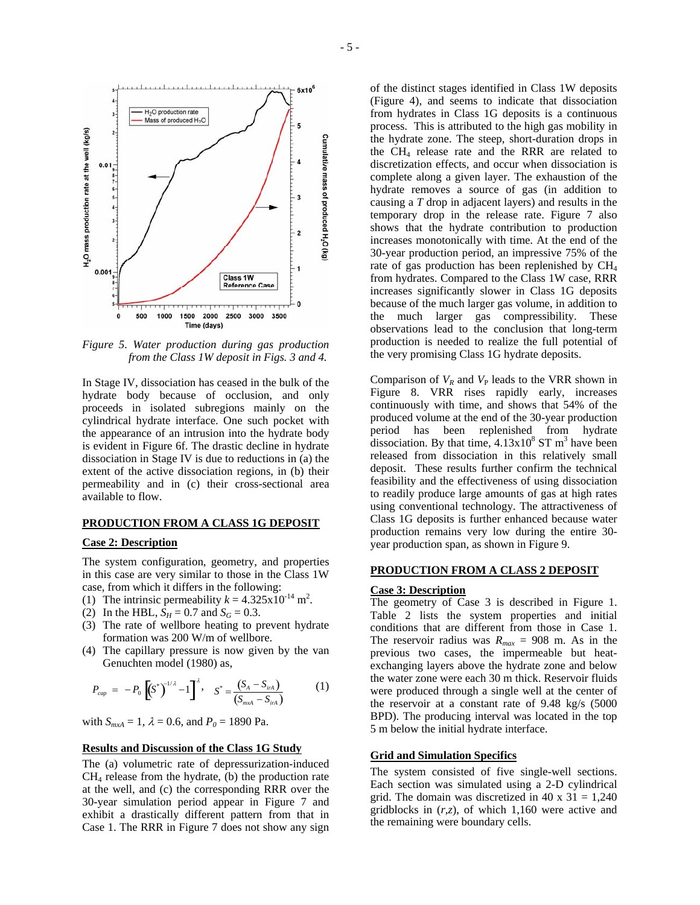*Figure 5. Water production during gas production from the Class 1W deposit in Figs. 3 and 4.*

In Stage IV, dissociation has ceased in the bulk of the hydrate body because of occlusion, and only proceeds in isolated subregions mainly on the cylindrical hydrate interface. One such pocket with the appearance of an intrusion into the hydrate body is evident in Figure 6f. The drastic decline in hydrate dissociation in Stage IV is due to reductions in (a) the extent of the active dissociation regions, in (b) their permeability and in (c) their cross-sectional area available to flow.

## PRODUCTION FROM A CLASS 1G DEPOSIT

### Case 2: Description

The system configuration, geometry, and properties in this case are very similar to those in the Class 1W case, from which it differs in the following:

1. The intrinsic permeability $k = 4.325 \times 10^{-14}$ m$^2$.
2. In the HBL, $S_H = 0.7$ and $S_G = 0.3$.
3. The rate of wellbore heating to prevent hydrate formation was 200 W/m of wellbore.
4. The capillary pressure is now given by the van Genuchten model (1980) as,

$$P_{cap} = -P_0 \left[ \left(S^*\right)^{-1/\lambda} - 1 \right]^{\lambda}, \quad S^* = \frac{(S_A - S_{irA})}{(S_{mxA} - S_{irA})} \qquad (1)$$

with $S_{mxA} = 1$, $\lambda = 0.6$, and $P_0 = 1890$ Pa.

### Results and Discussion of the Class 1G Study

The (a) volumetric rate of depressurization-induced $CH_4$ release from the hydrate, (b) the production rate at the well, and (c) the corresponding RRR over the 30-year simulation period appear in Figure 7 and exhibit a drastically different pattern from that in Case 1. The RRR in Figure 7 does not show any sign of the distinct stages identified in Class 1W deposits (Figure 4), and seems to indicate that dissociation from hydrates in Class 1G deposits is a continuous process. This is attributed to the high gas mobility in the hydrate zone. The steep, short-duration drops in the $CH_4$ release rate and the RRR are related to discretization effects, and occur when dissociation is complete along a given layer. The exhaustion of the hydrate removes a source of gas (in addition to causing a $T$ drop in adjacent layers) and results in the temporary drop in the release rate. Figure 7 also shows that the hydrate contribution to production increases monotonically with time. At the end of the 30-year production period, an impressive 75% of the rate of gas production has been replenished by $CH_4$ from hydrates. Compared to the Class 1W case, RRR increases significantly slower in Class 1G deposits because of the much larger gas volume, in addition to the much larger gas compressibility. These observations lead to the conclusion that long-term production is needed to realize the full potential of the very promising Class 1G hydrate deposits.

Comparison of $V_R$ and $V_P$ leads to the VRR shown in Figure 8. VRR rises rapidly early, increases continuously with time, and shows that 54% of the produced volume at the end of the 30-year production period has been replenished from hydrate dissociation. By that time, $4.13 \times 10^8$ ST m$^3$ have been released from dissociation in this relatively small deposit. These results further confirm the technical feasibility and the effectiveness of using dissociation to readily produce large amounts of gas at high rates using conventional technology. The attractiveness of Class 1G deposits is further enhanced because water production remains very low during the entire 30-year production span, as shown in Figure 9.

## PRODUCTION FROM A CLASS 2 DEPOSIT

### Case 3: Description

The geometry of Case 3 is described in Figure 1. Table 2 lists the system properties and initial conditions that are different from those in Case 1. The reservoir radius was $R_{max} = 908$ m. As in the previous two cases, the impermeable but heat-exchanging layers above the hydrate zone and below the water zone were each 30 m thick. Reservoir fluids were produced through a single well at the center of the reservoir at a constant rate of 9.48 kg/s (5000 BPD). The producing interval was located in the top 5 m below the initial hydrate interface.

### Grid and Simulation Specifics

The system consisted of five single-well sections. Each section was simulated using a 2-D cylindrical grid. The domain was discretized in 40 x 31 = 1,240 gridblocks in $(r,z)$, of which 1,160 were active and the remaining were boundary cells.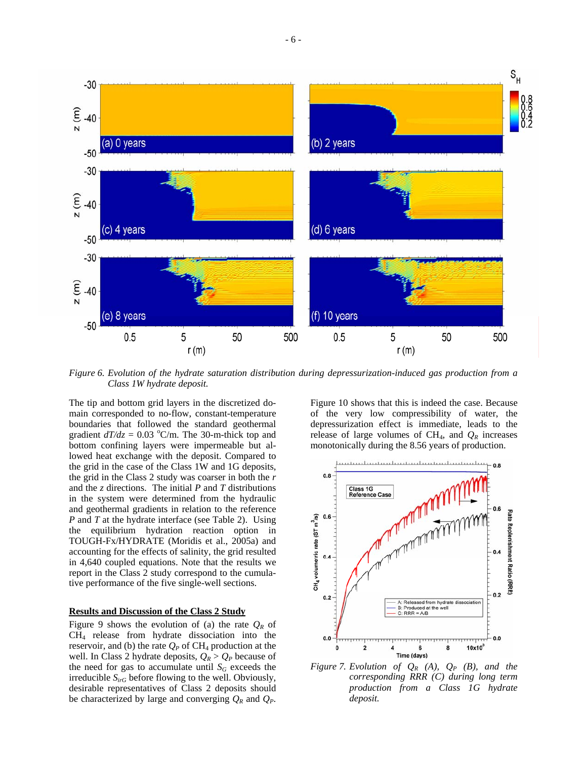*Figure 6. Evolution of the hydrate saturation distribution during depressurization-induced gas production from a Class 1W hydrate deposit.*

The tip and bottom grid layers in the discretized domain corresponded to no-flow, constant-temperature boundaries that followed the standard geothermal gradient $dT/dz$ = 0.03 $^oC/m$. The 30-m-thick top and bottom confining layers were impermeable but allowed heat exchange with the deposit. Compared to the grid in the case of the Class 1W and 1G deposits, the grid in the Class 2 study was coarser in both the $r$ and the $z$ directions. The initial $P$ and $T$ distributions in the system were determined from the hydraulic and geothermal gradients in relation to the reference $P$ and $T$ at the hydrate interface (see Table 2). Using the equilibrium hydration reaction option in TOUGH-Fx/HYDRATE (Moridis et al., 2005a) and accounting for the effects of salinity, the grid resulted in 4,640 coupled equations. Note that the results we report in the Class 2 study correspond to the cumulative performance of the five single-well sections.

## Results and Discussion of the Class 2 Study

Figure 9 shows the evolution of (a) the rate $Q_R$ of $CH_4$ release from hydrate dissociation into the reservoir, and (b) the rate $Q_P$ of $CH_4$ production at the well. In Class 2 hydrate deposits, $Q_R > Q_P$ because of the need for gas to accumulate until $S_G$ exceeds the irreducible $S_{irG}$ before flowing to the well. Obviously, desirable representatives of Class 2 deposits should be characterized by large and converging $Q_R$ and $Q_P$.

Figure 10 shows that this is indeed the case. Because of the very low compressibility of water, the depressurization effect is immediate, leads to the release of large volumes of $CH_4$, and $Q_R$ increases monotonically during the 8.56 years of production.

*Figure 7. Evolution of $Q_R$ (A), $Q_P$ (B), and the corresponding RRR (C) during long term production from a Class 1G hydrate deposit.*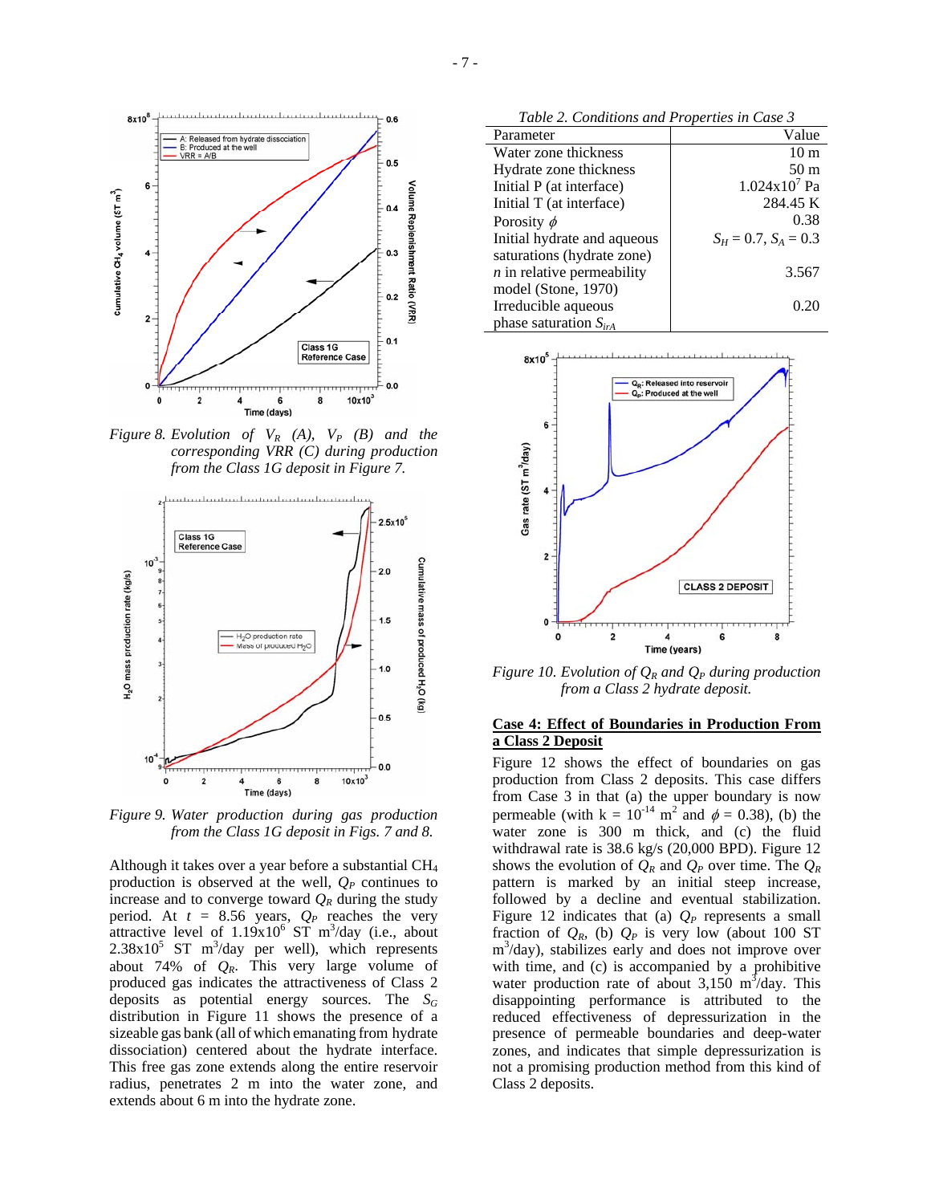Figure 8. Evolution of $V_R$ (A), $V_P$ (B) and the corresponding VRR (C) during production from the Class 1G deposit in Figure 7.

Figure 9. Water production during gas production from the Class 1G deposit in Figs. 7 and 8.

Although it takes over a year before a substantial $CH_4$ production is observed at the well, $Q_P$ continues to increase and to converge toward $Q_R$ during the study period. At $t$ = 8.56 years, $Q_P$ reaches the very attractive level of 1.19x10$^6$ ST m$^3$/day (i.e., about 2.38x10$^5$ ST m$^3$/day per well), which represents about 74% of $Q_R$. This very large volume of produced gas indicates the attractiveness of Class 2 deposits as potential energy sources. The $S_G$ distribution in Figure 11 shows the presence of a sizeable gas bank (all of which emanating from hydrate dissociation) centered about the hydrate interface. This free gas zone extends along the entire reservoir radius, penetrates 2 m into the water zone, and extends about 6 m into the hydrate zone.

*Table 2. Conditions and Properties in Case 3*

| Parameter | Value |
|---|---|
| Water zone thickness | 10 m |
| Hydrate zone thickness | 50 m |
| Initial P (at interface) | 1.024x10$^7$ Pa |
| Initial T (at interface) | 284.45 K |
| Porosity $\phi$ | 0.38 |
| Initial hydrate and aqueous saturations (hydrate zone) | $S_H$ = 0.7, $S_A$ = 0.3 |
| $n$ in relative permeability model (Stone, 1970) | 3.567 |
| Irreducible aqueous phase saturation $S_{irA}$ | 0.20 |

Figure 10. Evolution of $Q_R$ and $Q_P$ during production from a Class 2 hydrate deposit.

## Case 4: Effect of Boundaries in Production From a Class 2 Deposit

Figure 12 shows the effect of boundaries on gas production from Class 2 deposits. This case differs from Case 3 in that (a) the upper boundary is now permeable (with k = 10$^{-14}$ m$^2$ and $\phi$ = 0.38), (b) the water zone is 300 m thick, and (c) the fluid withdrawal rate is 38.6 kg/s (20,000 BPD). Figure 12 shows the evolution of $Q_R$ and $Q_P$ over time. The $Q_R$ pattern is marked by an initial steep increase, followed by a decline and eventual stabilization. Figure 12 indicates that (a) $Q_P$ represents a small fraction of $Q_R$, (b) $Q_P$ is very low (about 100 ST m$^3$/day), stabilizes early and does not improve over with time, and (c) is accompanied by a prohibitive water production rate of about 3,150 m$^3$/day. This disappointing performance is attributed to the reduced effectiveness of depressurization in the presence of permeable boundaries and deep-water zones, and indicates that simple depressurization is not a promising production method from this kind of Class 2 deposits.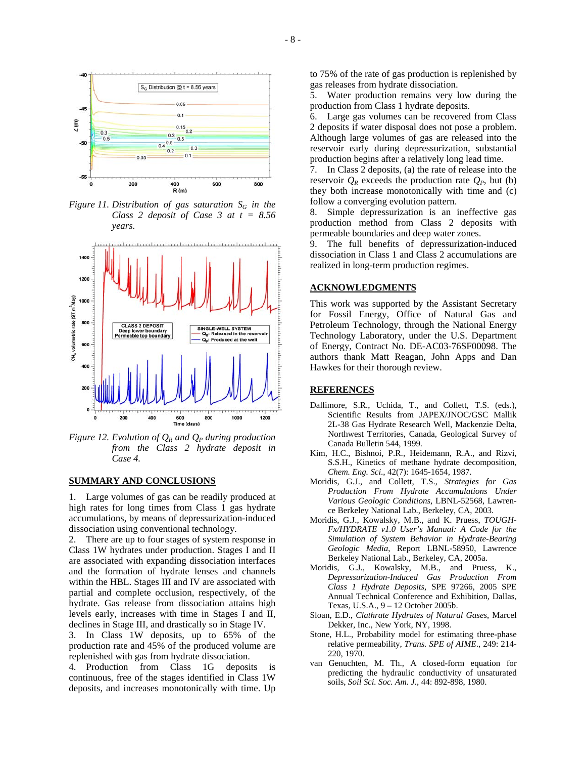$S_G$ Distribution @ t = 8.56 years

Z (m)

R (m)

-40, -45, -50, -55

0, 200, 400, 600, 800

0.05, 0.1, 0.15, 0.2, 0.3, 0.5, 0.3, 0.5, 0.4, 0.5, 0.2, 0.3, 0.1, 0.05

*Figure 11. Distribution of gas saturation $S_G$ in the Class 2 deposit of Case 3 at t = 8.56 years.*

CH₄ volumetric rate (ST m³/day)

Time (days)

CLASS 2 DEPOSIT
Deep lower boundary
Permeable top boundary

SINGLE-WELL SYSTEM
$Q_R$: Released in the reservoir
$Q_P$: Produced at the well

0, 200, 400, 600, 800, 1000, 1200, 1400

0, 200, 400, 600, 800, 1000, 1200

*Figure 12. Evolution of $Q_R$ and $Q_P$ during production from the Class 2 hydrate deposit in Case 4.*

## SUMMARY AND CONCLUSIONS

1. Large volumes of gas can be readily produced at high rates for long times from Class 1 gas hydrate accumulations, by means of depressurization-induced dissociation using conventional technology.
2. There are up to four stages of system response in Class 1W hydrates under production. Stages I and II are associated with expanding dissociation interfaces and the formation of hydrate lenses and channels within the HBL. Stages III and IV are associated with partial and complete occlusion, respectively, of the hydrate. Gas release from dissociation attains high levels early, increases with time in Stages I and II, declines in Stage III, and drastically so in Stage IV.
3. In Class 1W deposits, up to 65% of the production rate and 45% of the produced volume are replenished with gas from hydrate dissociation.
4. Production from Class 1G deposits is continuous, free of the stages identified in Class 1W deposits, and increases monotonically with time. Up to 75% of the rate of gas production is replenished by gas releases from hydrate dissociation.
5. Water production remains very low during the production from Class 1 hydrate deposits.
6. Large gas volumes can be recovered from Class 2 deposits if water disposal does not pose a problem. Although large volumes of gas are released into the reservoir early during depressurization, substantial production begins after a relatively long lead time.
7. In Class 2 deposits, (a) the rate of release into the reservoir $Q_R$ exceeds the production rate $Q_P$, but (b) they both increase monotonically with time and (c) follow a converging evolution pattern.
8. Simple depressurization is an ineffective gas production method from Class 2 deposits with permeable boundaries and deep water zones.
9. The full benefits of depressurization-induced dissociation in Class 1 and Class 2 accumulations are realized in long-term production regimes.

## ACKNOWLEDGMENTS

This work was supported by the Assistant Secretary for Fossil Energy, Office of Natural Gas and Petroleum Technology, through the National Energy Technology Laboratory, under the U.S. Department of Energy, Contract No. DE-AC03-76SF00098. The authors thank Matt Reagan, John Apps and Dan Hawkes for their thorough review.

## REFERENCES

Dallimore, S.R., Uchida, T., and Collett, T.S. (eds.), Scientific Results from JAPEX/JNOC/GSC Mallik 2L-38 Gas Hydrate Research Well, Mackenzie Delta, Northwest Territories, Canada, Geological Survey of Canada Bulletin 544, 1999.

Kim, H.C., Bishnoi, P.R., Heidemann, R.A., and Rizvi, S.S.H., Kinetics of methane hydrate decomposition, *Chem. Eng. Sci.*, 42(7): 1645-1654, 1987.

Moridis, G.J., and Collett, T.S., *Strategies for Gas Production From Hydrate Accumulations Under Various Geologic Conditions*, LBNL-52568, Lawrence Berkeley National Lab., Berkeley, CA, 2003.

Moridis, G.J., Kowalsky, M.B., and K. Pruess, *TOUGH-Fx/HYDRATE v1.0 User's Manual: A Code for the Simulation of System Behavior in Hydrate-Bearing Geologic Media*, Report LBNL-58950, Lawrence Berkeley National Lab., Berkeley, CA, 2005a.

Moridis, G.J., Kowalsky, M.B., and Pruess, K., *Depressurization-Induced Gas Production From Class 1 Hydrate Deposits*, SPE 97266, 2005 SPE Annual Technical Conference and Exhibition, Dallas, Texas, U.S.A., 9 – 12 October 2005b.

Sloan, E.D., *Clathrate Hydrates of Natural Gases*, Marcel Dekker, Inc., New York, NY, 1998.

Stone, H.L., Probability model for estimating three-phase relative permeability, *Trans. SPE of AIME.*, 249: 214-220, 1970.

van Genuchten, M. Th., A closed-form equation for predicting the hydraulic conductivity of unsaturated soils, *Soil Sci. Soc. Am. J.*, 44: 892-898, 1980.